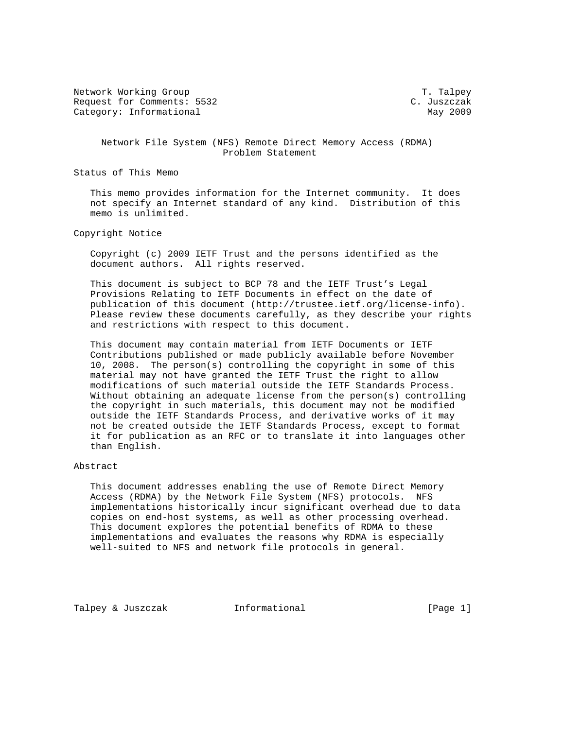Network Working Group T. Talpey
Request for Comments: 5532 C. Juszczak
Category: Informational May 2009

# Network File System (NFS) Remote Direct Memory Access (RDMA) Problem Statement

## Status of This Memo

This memo provides information for the Internet community. It does not specify an Internet standard of any kind. Distribution of this memo is unlimited.

## Copyright Notice

Copyright (c) 2009 IETF Trust and the persons identified as the document authors. All rights reserved.

This document is subject to BCP 78 and the IETF Trust's Legal Provisions Relating to IETF Documents in effect on the date of publication of this document (http://trustee.ietf.org/license-info). Please review these documents carefully, as they describe your rights and restrictions with respect to this document.

This document may contain material from IETF Documents or IETF Contributions published or made publicly available before November 10, 2008. The person(s) controlling the copyright in some of this material may not have granted the IETF Trust the right to allow modifications of such material outside the IETF Standards Process. Without obtaining an adequate license from the person(s) controlling the copyright in such materials, this document may not be modified outside the IETF Standards Process, and derivative works of it may not be created outside the IETF Standards Process, except to format it for publication as an RFC or to translate it into languages other than English.

## Abstract

This document addresses enabling the use of Remote Direct Memory Access (RDMA) by the Network File System (NFS) protocols. NFS implementations historically incur significant overhead due to data copies on end-host systems, as well as other processing overhead. This document explores the potential benefits of RDMA to these implementations and evaluates the reasons why RDMA is especially well-suited to NFS and network file protocols in general.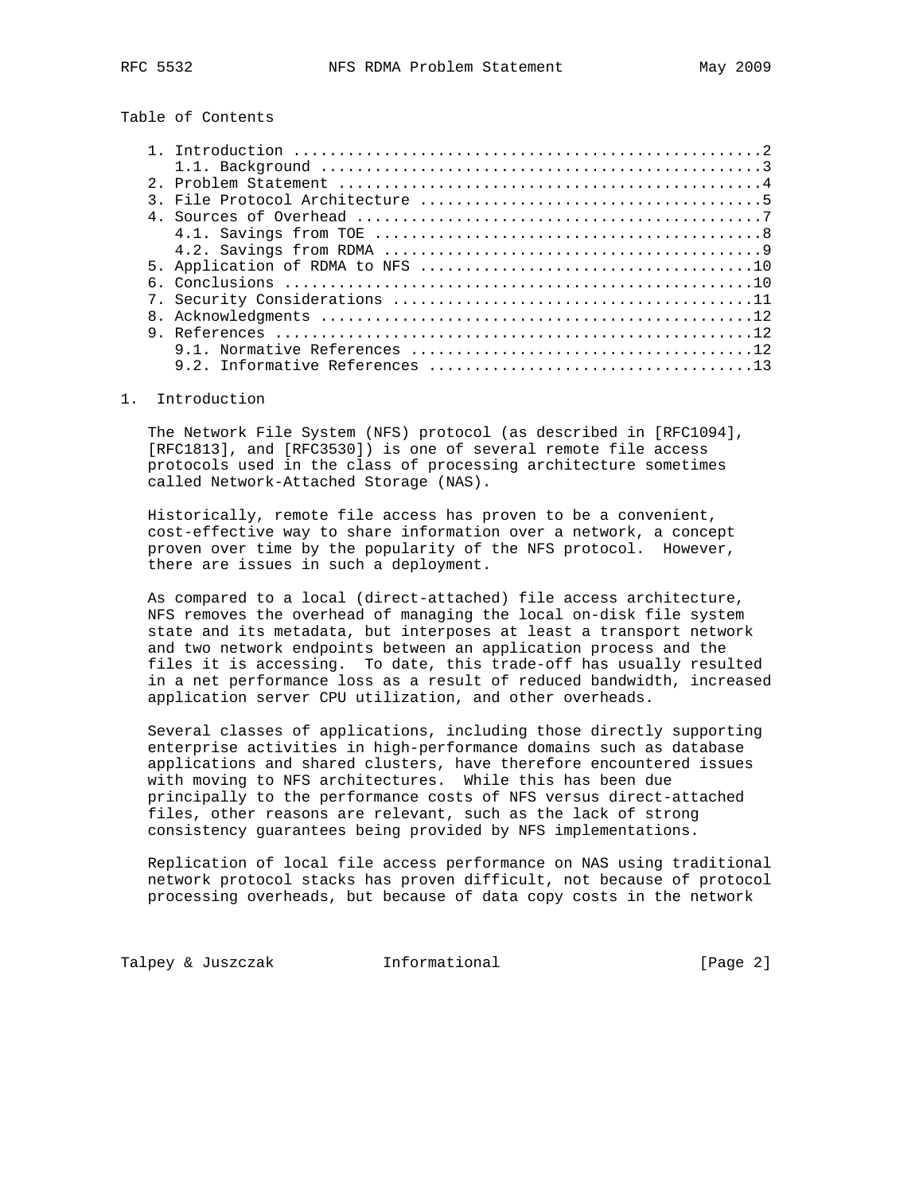Table of Contents

1. Introduction ....................................................2
   1.1. Background ................................................3
2. Problem Statement ...............................................4
3. File Protocol Architecture ......................................5
4. Sources of Overhead .............................................7
   4.1. Savings from TOE ..........................................8
   4.2. Savings from RDMA .........................................9
5. Application of RDMA to NFS .....................................10
6. Conclusions ....................................................10
7. Security Considerations ........................................11
8. Acknowledgments ................................................12
9. References .....................................................12
   9.1. Normative References ......................................12
   9.2. Informative References ....................................13

# 1. Introduction

The Network File System (NFS) protocol (as described in [RFC1094], [RFC1813], and [RFC3530]) is one of several remote file access protocols used in the class of processing architecture sometimes called Network-Attached Storage (NAS).

Historically, remote file access has proven to be a convenient, cost-effective way to share information over a network, a concept proven over time by the popularity of the NFS protocol. However, there are issues in such a deployment.

As compared to a local (direct-attached) file access architecture, NFS removes the overhead of managing the local on-disk file system state and its metadata, but interposes at least a transport network and two network endpoints between an application process and the files it is accessing. To date, this trade-off has usually resulted in a net performance loss as a result of reduced bandwidth, increased application server CPU utilization, and other overheads.

Several classes of applications, including those directly supporting enterprise activities in high-performance domains such as database applications and shared clusters, have therefore encountered issues with moving to NFS architectures. While this has been due principally to the performance costs of NFS versus direct-attached files, other reasons are relevant, such as the lack of strong consistency guarantees being provided by NFS implementations.

Replication of local file access performance on NAS using traditional network protocol stacks has proven difficult, not because of protocol processing overheads, but because of data copy costs in the network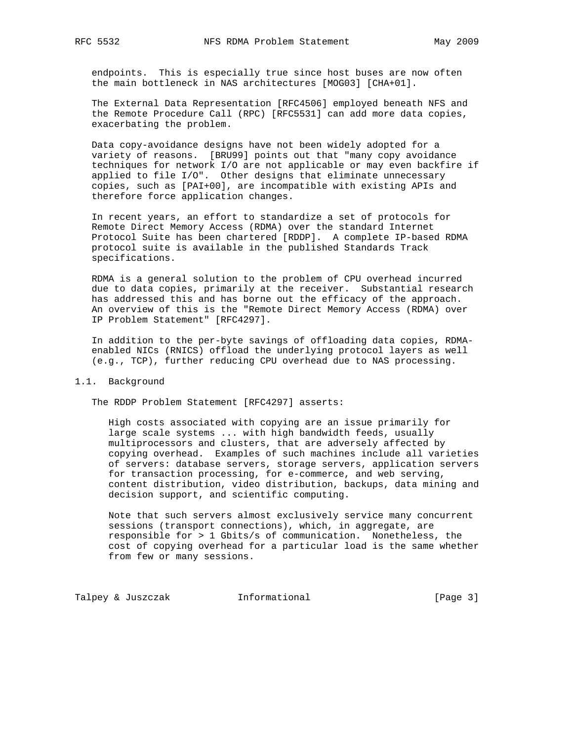endpoints. This is especially true since host buses are now often the main bottleneck in NAS architectures [MOG03] [CHA+01].

The External Data Representation [RFC4506] employed beneath NFS and the Remote Procedure Call (RPC) [RFC5531] can add more data copies, exacerbating the problem.

Data copy-avoidance designs have not been widely adopted for a variety of reasons. [BRU99] points out that "many copy avoidance techniques for network I/O are not applicable or may even backfire if applied to file I/O". Other designs that eliminate unnecessary copies, such as [PAI+00], are incompatible with existing APIs and therefore force application changes.

In recent years, an effort to standardize a set of protocols for Remote Direct Memory Access (RDMA) over the standard Internet Protocol Suite has been chartered [RDDP]. A complete IP-based RDMA protocol suite is available in the published Standards Track specifications.

RDMA is a general solution to the problem of CPU overhead incurred due to data copies, primarily at the receiver. Substantial research has addressed this and has borne out the efficacy of the approach. An overview of this is the "Remote Direct Memory Access (RDMA) over IP Problem Statement" [RFC4297].

In addition to the per-byte savings of offloading data copies, RDMA-enabled NICs (RNICS) offload the underlying protocol layers as well (e.g., TCP), further reducing CPU overhead due to NAS processing.

## 1.1. Background

The RDDP Problem Statement [RFC4297] asserts:

> High costs associated with copying are an issue primarily for large scale systems ... with high bandwidth feeds, usually multiprocessors and clusters, that are adversely affected by copying overhead. Examples of such machines include all varieties of servers: database servers, storage servers, application servers for transaction processing, for e-commerce, and web serving, content distribution, video distribution, backups, data mining and decision support, and scientific computing.
>
> Note that such servers almost exclusively service many concurrent sessions (transport connections), which, in aggregate, are responsible for > 1 Gbits/s of communication. Nonetheless, the cost of copying overhead for a particular load is the same whether from few or many sessions.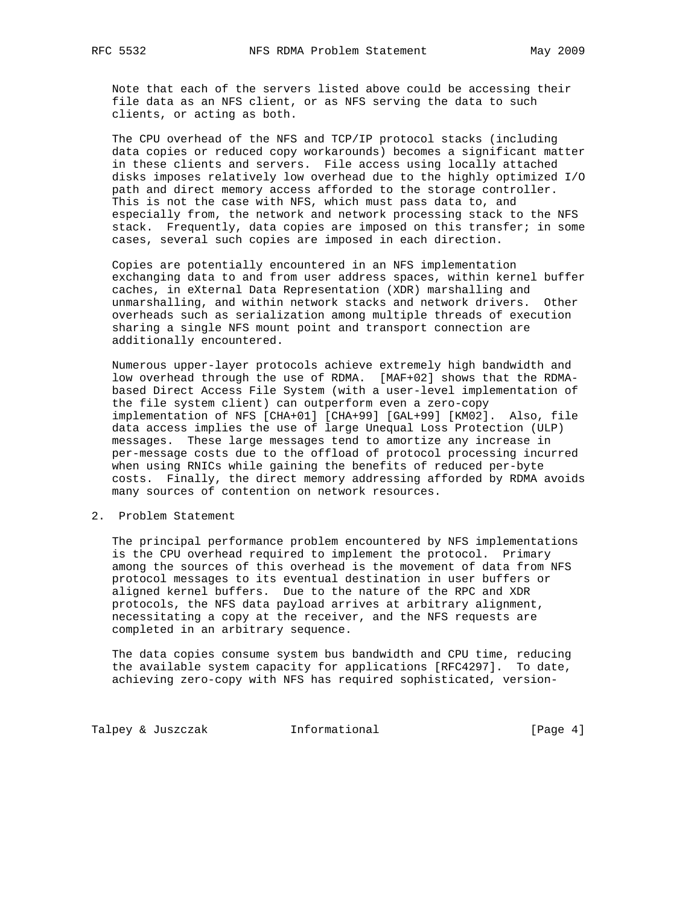Note that each of the servers listed above could be accessing their file data as an NFS client, or as NFS serving the data to such clients, or acting as both.

The CPU overhead of the NFS and TCP/IP protocol stacks (including data copies or reduced copy workarounds) becomes a significant matter in these clients and servers. File access using locally attached disks imposes relatively low overhead due to the highly optimized I/O path and direct memory access afforded to the storage controller. This is not the case with NFS, which must pass data to, and especially from, the network and network processing stack to the NFS stack. Frequently, data copies are imposed on this transfer; in some cases, several such copies are imposed in each direction.

Copies are potentially encountered in an NFS implementation exchanging data to and from user address spaces, within kernel buffer caches, in eXternal Data Representation (XDR) marshalling and unmarshalling, and within network stacks and network drivers. Other overheads such as serialization among multiple threads of execution sharing a single NFS mount point and transport connection are additionally encountered.

Numerous upper-layer protocols achieve extremely high bandwidth and low overhead through the use of RDMA. [MAF+02] shows that the RDMA-based Direct Access File System (with a user-level implementation of the file system client) can outperform even a zero-copy implementation of NFS [CHA+01] [CHA+99] [GAL+99] [KM02]. Also, file data access implies the use of large Unequal Loss Protection (ULP) messages. These large messages tend to amortize any increase in per-message costs due to the offload of protocol processing incurred when using RNICs while gaining the benefits of reduced per-byte costs. Finally, the direct memory addressing afforded by RDMA avoids many sources of contention on network resources.

## 2. Problem Statement

The principal performance problem encountered by NFS implementations is the CPU overhead required to implement the protocol. Primary among the sources of this overhead is the movement of data from NFS protocol messages to its eventual destination in user buffers or aligned kernel buffers. Due to the nature of the RPC and XDR protocols, the NFS data payload arrives at arbitrary alignment, necessitating a copy at the receiver, and the NFS requests are completed in an arbitrary sequence.

The data copies consume system bus bandwidth and CPU time, reducing the available system capacity for applications [RFC4297]. To date, achieving zero-copy with NFS has required sophisticated, version-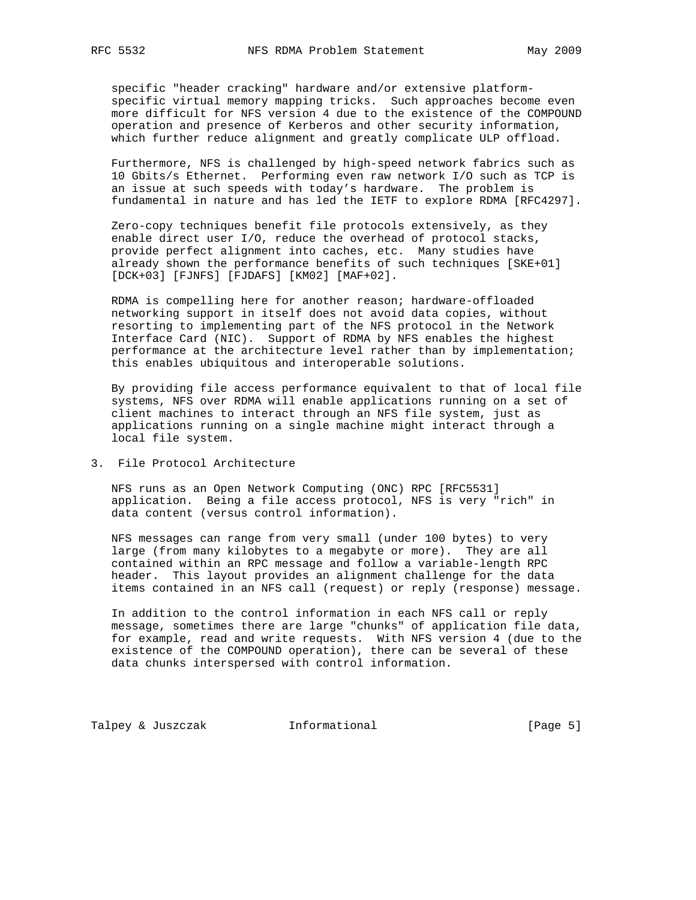specific "header cracking" hardware and/or extensive platform-specific virtual memory mapping tricks. Such approaches become even more difficult for NFS version 4 due to the existence of the COMPOUND operation and presence of Kerberos and other security information, which further reduce alignment and greatly complicate ULP offload.

Furthermore, NFS is challenged by high-speed network fabrics such as 10 Gbits/s Ethernet. Performing even raw network I/O such as TCP is an issue at such speeds with today's hardware. The problem is fundamental in nature and has led the IETF to explore RDMA [RFC4297].

Zero-copy techniques benefit file protocols extensively, as they enable direct user I/O, reduce the overhead of protocol stacks, provide perfect alignment into caches, etc. Many studies have already shown the performance benefits of such techniques [SKE+01] [DCK+03] [FJNFS] [FJDAFS] [KM02] [MAF+02].

RDMA is compelling here for another reason; hardware-offloaded networking support in itself does not avoid data copies, without resorting to implementing part of the NFS protocol in the Network Interface Card (NIC). Support of RDMA by NFS enables the highest performance at the architecture level rather than by implementation; this enables ubiquitous and interoperable solutions.

By providing file access performance equivalent to that of local file systems, NFS over RDMA will enable applications running on a set of client machines to interact through an NFS file system, just as applications running on a single machine might interact through a local file system.

## 3. File Protocol Architecture

NFS runs as an Open Network Computing (ONC) RPC [RFC5531] application. Being a file access protocol, NFS is very "rich" in data content (versus control information).

NFS messages can range from very small (under 100 bytes) to very large (from many kilobytes to a megabyte or more). They are all contained within an RPC message and follow a variable-length RPC header. This layout provides an alignment challenge for the data items contained in an NFS call (request) or reply (response) message.

In addition to the control information in each NFS call or reply message, sometimes there are large "chunks" of application file data, for example, read and write requests. With NFS version 4 (due to the existence of the COMPOUND operation), there can be several of these data chunks interspersed with control information.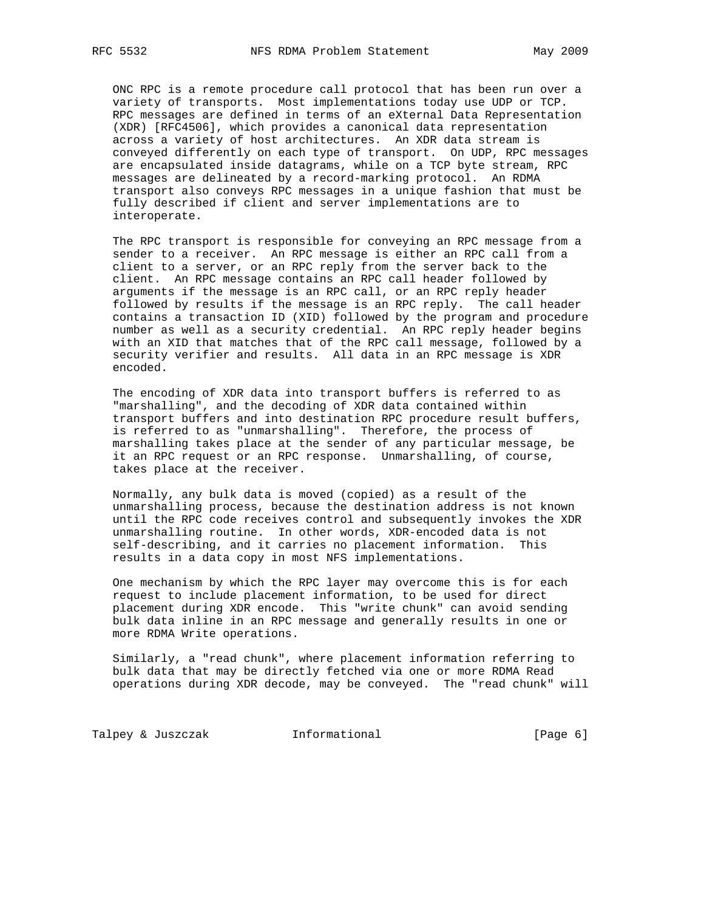ONC RPC is a remote procedure call protocol that has been run over a variety of transports. Most implementations today use UDP or TCP. RPC messages are defined in terms of an eXternal Data Representation (XDR) [RFC4506], which provides a canonical data representation across a variety of host architectures. An XDR data stream is conveyed differently on each type of transport. On UDP, RPC messages are encapsulated inside datagrams, while on a TCP byte stream, RPC messages are delineated by a record-marking protocol. An RDMA transport also conveys RPC messages in a unique fashion that must be fully described if client and server implementations are to interoperate.

The RPC transport is responsible for conveying an RPC message from a sender to a receiver. An RPC message is either an RPC call from a client to a server, or an RPC reply from the server back to the client. An RPC message contains an RPC call header followed by arguments if the message is an RPC call, or an RPC reply header followed by results if the message is an RPC reply. The call header contains a transaction ID (XID) followed by the program and procedure number as well as a security credential. An RPC reply header begins with an XID that matches that of the RPC call message, followed by a security verifier and results. All data in an RPC message is XDR encoded.

The encoding of XDR data into transport buffers is referred to as "marshalling", and the decoding of XDR data contained within transport buffers and into destination RPC procedure result buffers, is referred to as "unmarshalling". Therefore, the process of marshalling takes place at the sender of any particular message, be it an RPC request or an RPC response. Unmarshalling, of course, takes place at the receiver.

Normally, any bulk data is moved (copied) as a result of the unmarshalling process, because the destination address is not known until the RPC code receives control and subsequently invokes the XDR unmarshalling routine. In other words, XDR-encoded data is not self-describing, and it carries no placement information. This results in a data copy in most NFS implementations.

One mechanism by which the RPC layer may overcome this is for each request to include placement information, to be used for direct placement during XDR encode. This "write chunk" can avoid sending bulk data inline in an RPC message and generally results in one or more RDMA Write operations.

Similarly, a "read chunk", where placement information referring to bulk data that may be directly fetched via one or more RDMA Read operations during XDR decode, may be conveyed. The "read chunk" will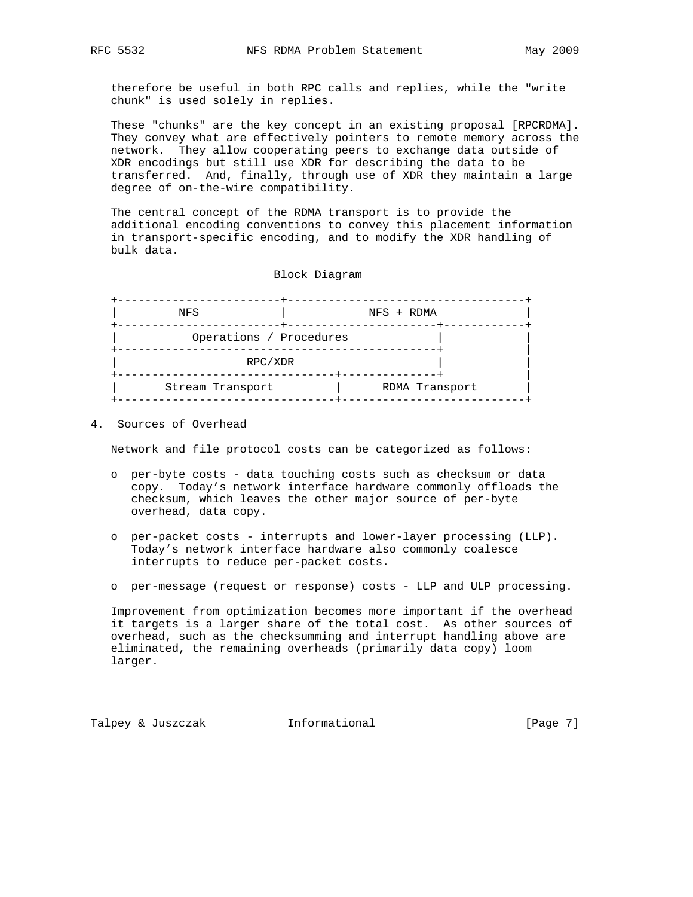therefore be useful in both RPC calls and replies, while the "write chunk" is used solely in replies.

These "chunks" are the key concept in an existing proposal [RPCRDMA]. They convey what are effectively pointers to remote memory across the network. They allow cooperating peers to exchange data outside of XDR encodings but still use XDR for describing the data to be transferred. And, finally, through use of XDR they maintain a large degree of on-the-wire compatibility.

The central concept of the RDMA transport is to provide the additional encoding conventions to convey this placement information in transport-specific encoding, and to modify the XDR handling of bulk data.

```
                          Block Diagram

   +------------------------+-----------------------------------+
   |         NFS            |            NFS + RDMA             |
   +------------------------+----------------------+------------+
   |           Operations / Procedures             |            |
   +-----------------------------------------------+            |
   |                   RPC/XDR                     |            |
   +--------------------------------+--------------+            |
   |       Stream Transport         |      RDMA Transport       |
   +--------------------------------+---------------------------+
```

## 4. Sources of Overhead

Network and file protocol costs can be categorized as follows:

- per-byte costs - data touching costs such as checksum or data copy. Today's network interface hardware commonly offloads the checksum, which leaves the other major source of per-byte overhead, data copy.

- per-packet costs - interrupts and lower-layer processing (LLP). Today's network interface hardware also commonly coalesce interrupts to reduce per-packet costs.

- per-message (request or response) costs - LLP and ULP processing.

Improvement from optimization becomes more important if the overhead it targets is a larger share of the total cost. As other sources of overhead, such as the checksumming and interrupt handling above are eliminated, the remaining overheads (primarily data copy) loom larger.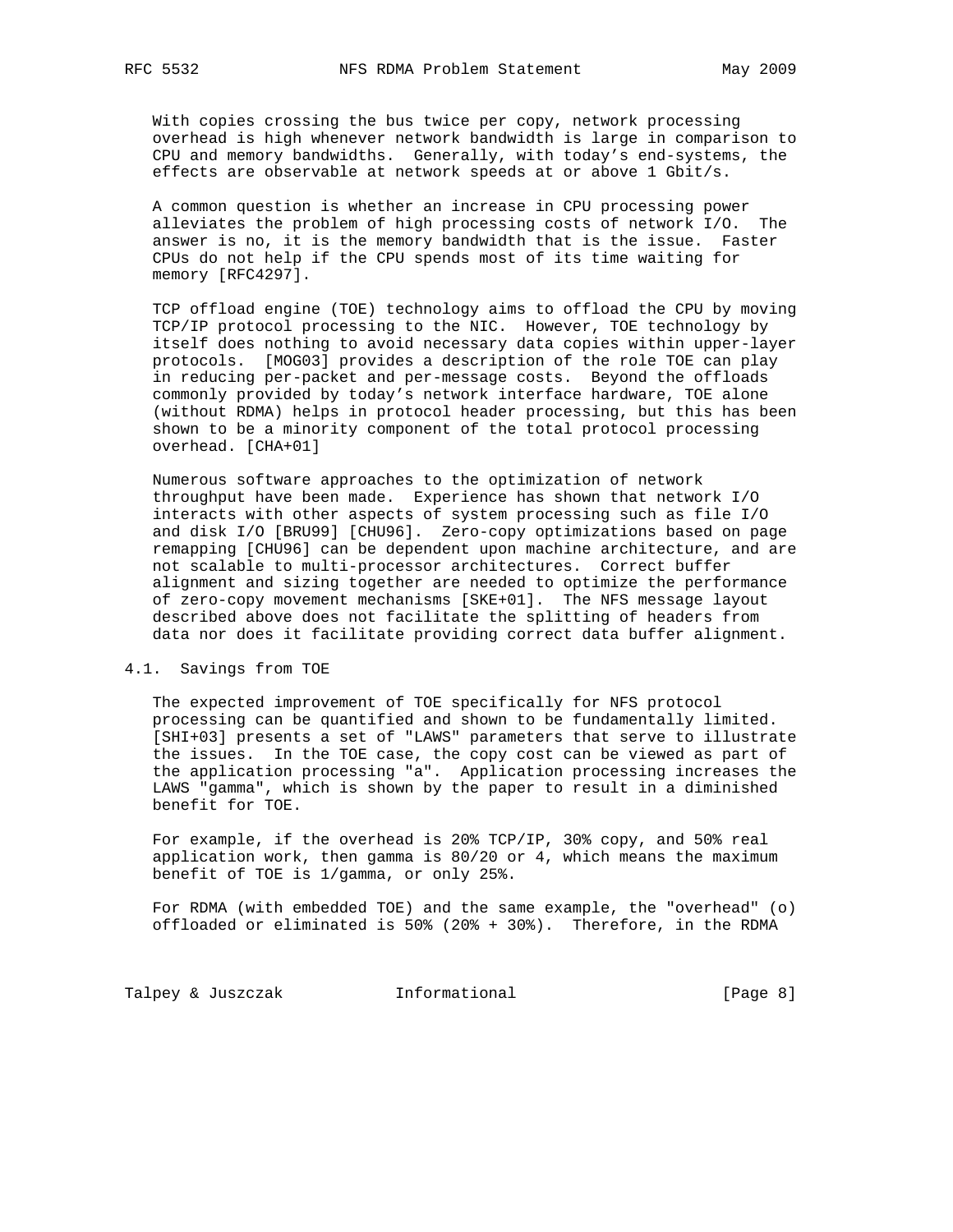With copies crossing the bus twice per copy, network processing overhead is high whenever network bandwidth is large in comparison to CPU and memory bandwidths. Generally, with today's end-systems, the effects are observable at network speeds at or above 1 Gbit/s.

A common question is whether an increase in CPU processing power alleviates the problem of high processing costs of network I/O. The answer is no, it is the memory bandwidth that is the issue. Faster CPUs do not help if the CPU spends most of its time waiting for memory [RFC4297].

TCP offload engine (TOE) technology aims to offload the CPU by moving TCP/IP protocol processing to the NIC. However, TOE technology by itself does nothing to avoid necessary data copies within upper-layer protocols. [MOG03] provides a description of the role TOE can play in reducing per-packet and per-message costs. Beyond the offloads commonly provided by today's network interface hardware, TOE alone (without RDMA) helps in protocol header processing, but this has been shown to be a minority component of the total protocol processing overhead. [CHA+01]

Numerous software approaches to the optimization of network throughput have been made. Experience has shown that network I/O interacts with other aspects of system processing such as file I/O and disk I/O [BRU99] [CHU96]. Zero-copy optimizations based on page remapping [CHU96] can be dependent upon machine architecture, and are not scalable to multi-processor architectures. Correct buffer alignment and sizing together are needed to optimize the performance of zero-copy movement mechanisms [SKE+01]. The NFS message layout described above does not facilitate the splitting of headers from data nor does it facilitate providing correct data buffer alignment.

## 4.1. Savings from TOE

The expected improvement of TOE specifically for NFS protocol processing can be quantified and shown to be fundamentally limited. [SHI+03] presents a set of "LAWS" parameters that serve to illustrate the issues. In the TOE case, the copy cost can be viewed as part of the application processing "a". Application processing increases the LAWS "gamma", which is shown by the paper to result in a diminished benefit for TOE.

For example, if the overhead is 20% TCP/IP, 30% copy, and 50% real application work, then gamma is 80/20 or 4, which means the maximum benefit of TOE is 1/gamma, or only 25%.

For RDMA (with embedded TOE) and the same example, the "overhead" (o) offloaded or eliminated is 50% (20% + 30%). Therefore, in the RDMA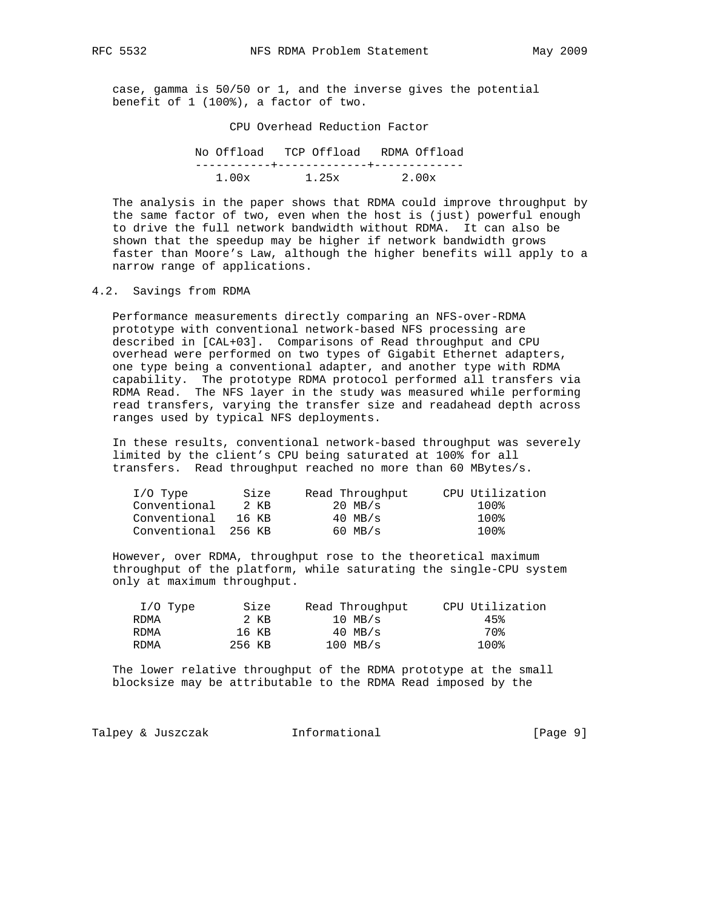case, gamma is 50/50 or 1, and the inverse gives the potential benefit of 1 (100%), a factor of two.

CPU Overhead Reduction Factor

| No Offload | TCP Offload | RDMA Offload |
|---|---|---|
| 1.00x | 1.25x | 2.00x |

The analysis in the paper shows that RDMA could improve throughput by the same factor of two, even when the host is (just) powerful enough to drive the full network bandwidth without RDMA. It can also be shown that the speedup may be higher if network bandwidth grows faster than Moore's Law, although the higher benefits will apply to a narrow range of applications.

## 4.2. Savings from RDMA

Performance measurements directly comparing an NFS-over-RDMA prototype with conventional network-based NFS processing are described in [CAL+03]. Comparisons of Read throughput and CPU overhead were performed on two types of Gigabit Ethernet adapters, one type being a conventional adapter, and another type with RDMA capability. The prototype RDMA protocol performed all transfers via RDMA Read. The NFS layer in the study was measured while performing read transfers, varying the transfer size and readahead depth across ranges used by typical NFS deployments.

In these results, conventional network-based throughput was severely limited by the client's CPU being saturated at 100% for all transfers. Read throughput reached no more than 60 MBytes/s.

| I/O Type | Size | Read Throughput | CPU Utilization |
|---|---|---|---|
| Conventional | 2 KB | 20 MB/s | 100% |
| Conventional | 16 KB | 40 MB/s | 100% |
| Conventional | 256 KB | 60 MB/s | 100% |

However, over RDMA, throughput rose to the theoretical maximum throughput of the platform, while saturating the single-CPU system only at maximum throughput.

| I/O Type | Size | Read Throughput | CPU Utilization |
|---|---|---|---|
| RDMA | 2 KB | 10 MB/s | 45% |
| RDMA | 16 KB | 40 MB/s | 70% |
| RDMA | 256 KB | 100 MB/s | 100% |

The lower relative throughput of the RDMA prototype at the small blocksize may be attributable to the RDMA Read imposed by the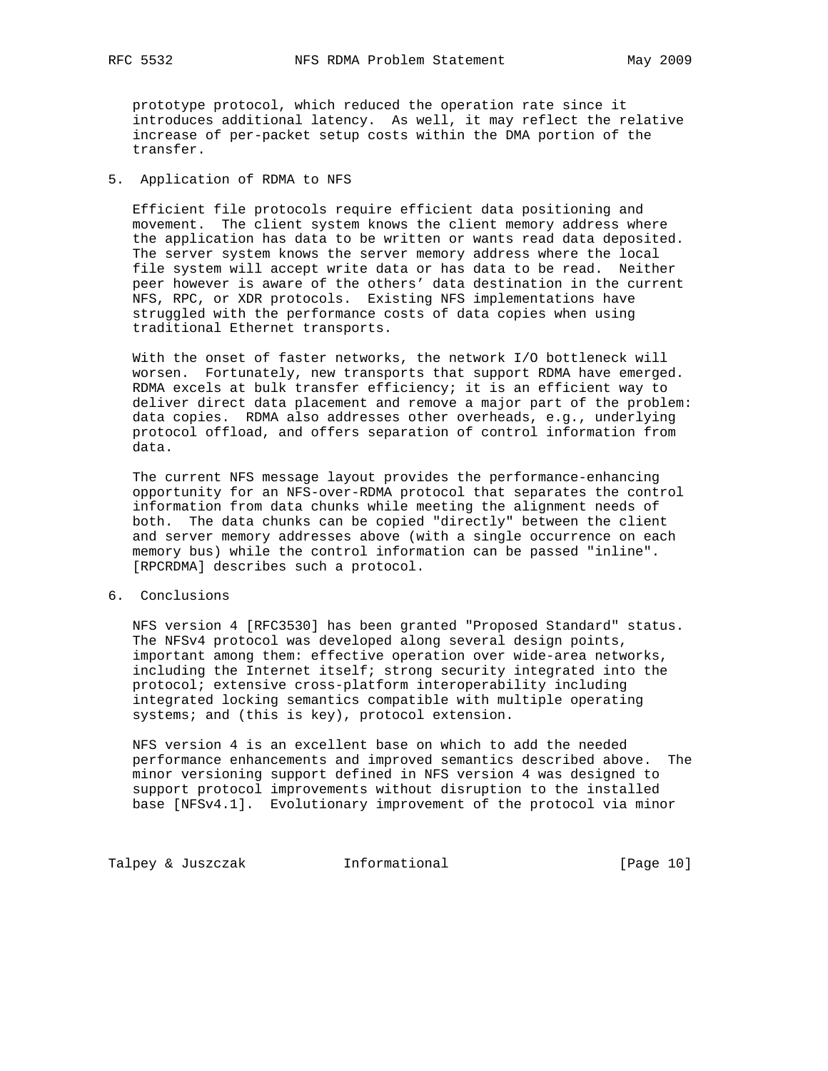prototype protocol, which reduced the operation rate since it introduces additional latency. As well, it may reflect the relative increase of per-packet setup costs within the DMA portion of the transfer.

## 5. Application of RDMA to NFS

Efficient file protocols require efficient data positioning and movement. The client system knows the client memory address where the application has data to be written or wants read data deposited. The server system knows the server memory address where the local file system will accept write data or has data to be read. Neither peer however is aware of the others' data destination in the current NFS, RPC, or XDR protocols. Existing NFS implementations have struggled with the performance costs of data copies when using traditional Ethernet transports.

With the onset of faster networks, the network I/O bottleneck will worsen. Fortunately, new transports that support RDMA have emerged. RDMA excels at bulk transfer efficiency; it is an efficient way to deliver direct data placement and remove a major part of the problem: data copies. RDMA also addresses other overheads, e.g., underlying protocol offload, and offers separation of control information from data.

The current NFS message layout provides the performance-enhancing opportunity for an NFS-over-RDMA protocol that separates the control information from data chunks while meeting the alignment needs of both. The data chunks can be copied "directly" between the client and server memory addresses above (with a single occurrence on each memory bus) while the control information can be passed "inline". [RPCRDMA] describes such a protocol.

## 6. Conclusions

NFS version 4 [RFC3530] has been granted "Proposed Standard" status. The NFSv4 protocol was developed along several design points, important among them: effective operation over wide-area networks, including the Internet itself; strong security integrated into the protocol; extensive cross-platform interoperability including integrated locking semantics compatible with multiple operating systems; and (this is key), protocol extension.

NFS version 4 is an excellent base on which to add the needed performance enhancements and improved semantics described above. The minor versioning support defined in NFS version 4 was designed to support protocol improvements without disruption to the installed base [NFSv4.1]. Evolutionary improvement of the protocol via minor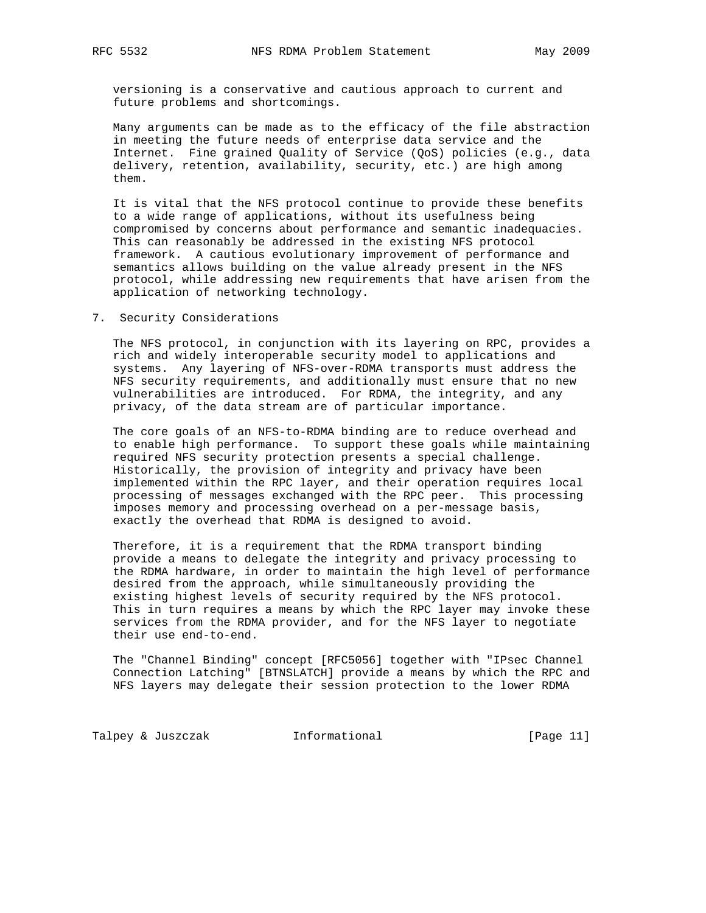versioning is a conservative and cautious approach to current and future problems and shortcomings.

Many arguments can be made as to the efficacy of the file abstraction in meeting the future needs of enterprise data service and the Internet. Fine grained Quality of Service (QoS) policies (e.g., data delivery, retention, availability, security, etc.) are high among them.

It is vital that the NFS protocol continue to provide these benefits to a wide range of applications, without its usefulness being compromised by concerns about performance and semantic inadequacies. This can reasonably be addressed in the existing NFS protocol framework. A cautious evolutionary improvement of performance and semantics allows building on the value already present in the NFS protocol, while addressing new requirements that have arisen from the application of networking technology.

## 7. Security Considerations

The NFS protocol, in conjunction with its layering on RPC, provides a rich and widely interoperable security model to applications and systems. Any layering of NFS-over-RDMA transports must address the NFS security requirements, and additionally must ensure that no new vulnerabilities are introduced. For RDMA, the integrity, and any privacy, of the data stream are of particular importance.

The core goals of an NFS-to-RDMA binding are to reduce overhead and to enable high performance. To support these goals while maintaining required NFS security protection presents a special challenge. Historically, the provision of integrity and privacy have been implemented within the RPC layer, and their operation requires local processing of messages exchanged with the RPC peer. This processing imposes memory and processing overhead on a per-message basis, exactly the overhead that RDMA is designed to avoid.

Therefore, it is a requirement that the RDMA transport binding provide a means to delegate the integrity and privacy processing to the RDMA hardware, in order to maintain the high level of performance desired from the approach, while simultaneously providing the existing highest levels of security required by the NFS protocol. This in turn requires a means by which the RPC layer may invoke these services from the RDMA provider, and for the NFS layer to negotiate their use end-to-end.

The "Channel Binding" concept [RFC5056] together with "IPsec Channel Connection Latching" [BTNSLATCH] provide a means by which the RPC and NFS layers may delegate their session protection to the lower RDMA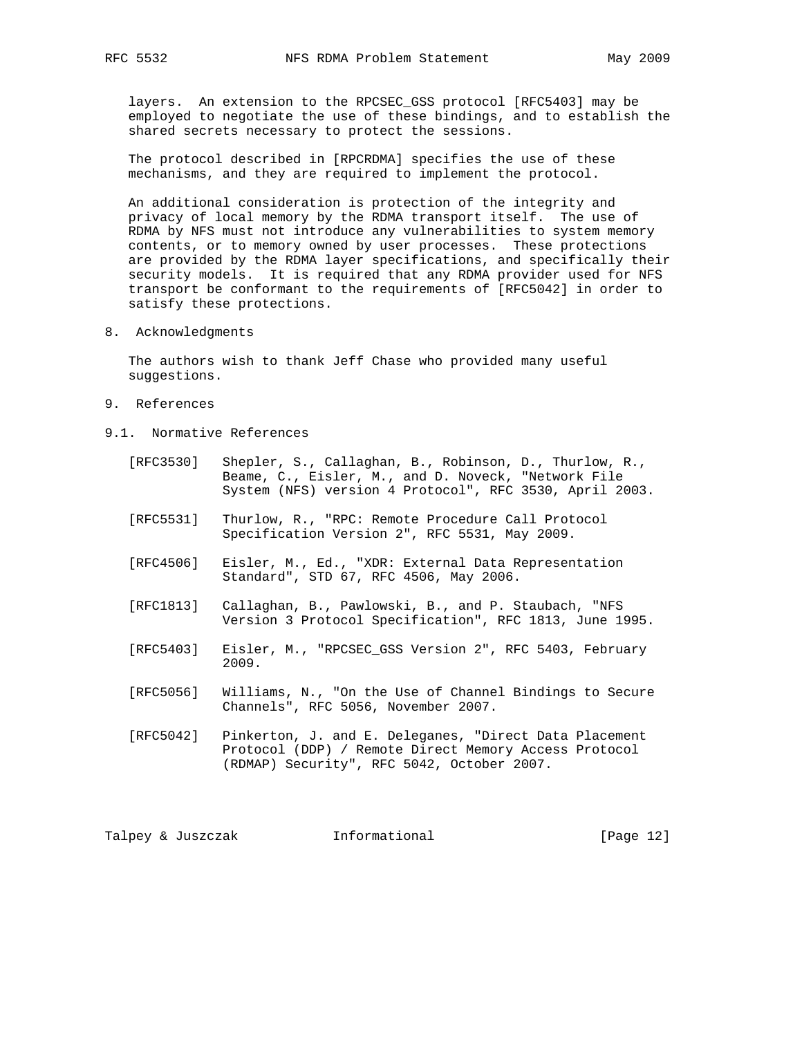layers. An extension to the RPCSEC_GSS protocol [RFC5403] may be employed to negotiate the use of these bindings, and to establish the shared secrets necessary to protect the sessions.

The protocol described in [RPCRDMA] specifies the use of these mechanisms, and they are required to implement the protocol.

An additional consideration is protection of the integrity and privacy of local memory by the RDMA transport itself. The use of RDMA by NFS must not introduce any vulnerabilities to system memory contents, or to memory owned by user processes. These protections are provided by the RDMA layer specifications, and specifically their security models. It is required that any RDMA provider used for NFS transport be conformant to the requirements of [RFC5042] in order to satisfy these protections.

## 8. Acknowledgments

The authors wish to thank Jeff Chase who provided many useful suggestions.

## 9. References

### 9.1. Normative References

[RFC3530] Shepler, S., Callaghan, B., Robinson, D., Thurlow, R., Beame, C., Eisler, M., and D. Noveck, "Network File System (NFS) version 4 Protocol", RFC 3530, April 2003.

[RFC5531] Thurlow, R., "RPC: Remote Procedure Call Protocol Specification Version 2", RFC 5531, May 2009.

[RFC4506] Eisler, M., Ed., "XDR: External Data Representation Standard", STD 67, RFC 4506, May 2006.

[RFC1813] Callaghan, B., Pawlowski, B., and P. Staubach, "NFS Version 3 Protocol Specification", RFC 1813, June 1995.

[RFC5403] Eisler, M., "RPCSEC_GSS Version 2", RFC 5403, February 2009.

[RFC5056] Williams, N., "On the Use of Channel Bindings to Secure Channels", RFC 5056, November 2007.

[RFC5042] Pinkerton, J. and E. Deleganes, "Direct Data Placement Protocol (DDP) / Remote Direct Memory Access Protocol (RDMAP) Security", RFC 5042, October 2007.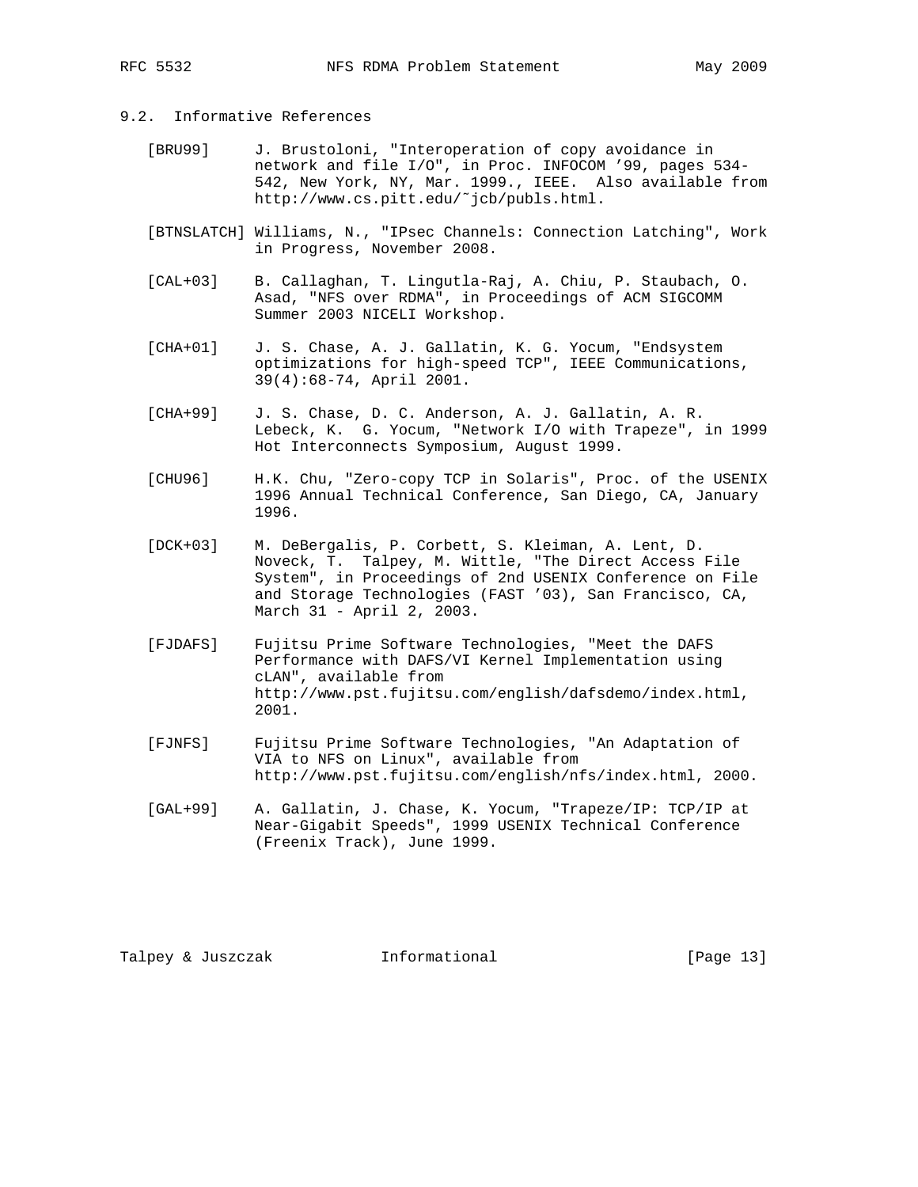## 9.2. Informative References

[BRU99] J. Brustoloni, "Interoperation of copy avoidance in network and file I/O", in Proc. INFOCOM '99, pages 534-542, New York, NY, Mar. 1999., IEEE. Also available from http://www.cs.pitt.edu/~jcb/publs.html.

[BTNSLATCH] Williams, N., "IPsec Channels: Connection Latching", Work in Progress, November 2008.

[CAL+03] B. Callaghan, T. Lingutla-Raj, A. Chiu, P. Staubach, O. Asad, "NFS over RDMA", in Proceedings of ACM SIGCOMM Summer 2003 NICELI Workshop.

[CHA+01] J. S. Chase, A. J. Gallatin, K. G. Yocum, "Endsystem optimizations for high-speed TCP", IEEE Communications, 39(4):68-74, April 2001.

[CHA+99] J. S. Chase, D. C. Anderson, A. J. Gallatin, A. R. Lebeck, K. G. Yocum, "Network I/O with Trapeze", in 1999 Hot Interconnects Symposium, August 1999.

[CHU96] H.K. Chu, "Zero-copy TCP in Solaris", Proc. of the USENIX 1996 Annual Technical Conference, San Diego, CA, January 1996.

[DCK+03] M. DeBergalis, P. Corbett, S. Kleiman, A. Lent, D. Noveck, T. Talpey, M. Wittle, "The Direct Access File System", in Proceedings of 2nd USENIX Conference on File and Storage Technologies (FAST '03), San Francisco, CA, March 31 - April 2, 2003.

[FJDAFS] Fujitsu Prime Software Technologies, "Meet the DAFS Performance with DAFS/VI Kernel Implementation using cLAN", available from http://www.pst.fujitsu.com/english/dafsdemo/index.html, 2001.

[FJNFS] Fujitsu Prime Software Technologies, "An Adaptation of VIA to NFS on Linux", available from http://www.pst.fujitsu.com/english/nfs/index.html, 2000.

[GAL+99] A. Gallatin, J. Chase, K. Yocum, "Trapeze/IP: TCP/IP at Near-Gigabit Speeds", 1999 USENIX Technical Conference (Freenix Track), June 1999.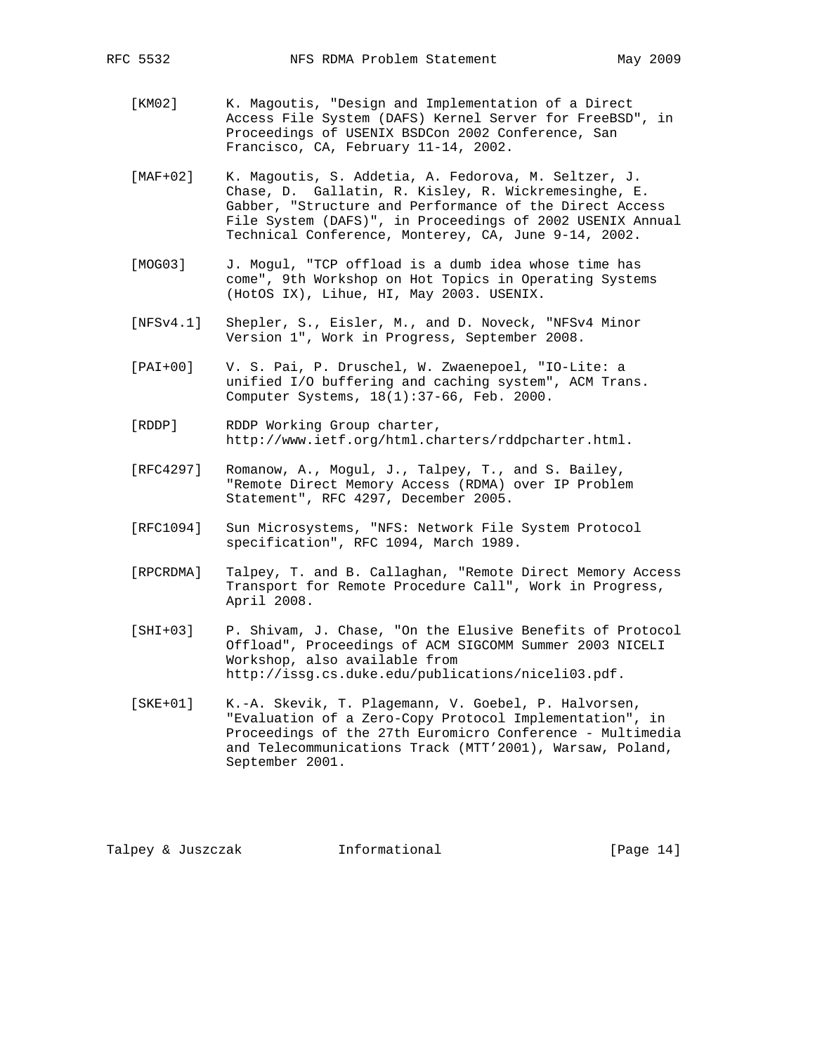[KM02] K. Magoutis, "Design and Implementation of a Direct Access File System (DAFS) Kernel Server for FreeBSD", in Proceedings of USENIX BSDCon 2002 Conference, San Francisco, CA, February 11-14, 2002.

[MAF+02] K. Magoutis, S. Addetia, A. Fedorova, M. Seltzer, J. Chase, D. Gallatin, R. Kisley, R. Wickremesinghe, E. Gabber, "Structure and Performance of the Direct Access File System (DAFS)", in Proceedings of 2002 USENIX Annual Technical Conference, Monterey, CA, June 9-14, 2002.

[MOG03] J. Mogul, "TCP offload is a dumb idea whose time has come", 9th Workshop on Hot Topics in Operating Systems (HotOS IX), Lihue, HI, May 2003. USENIX.

[NFSv4.1] Shepler, S., Eisler, M., and D. Noveck, "NFSv4 Minor Version 1", Work in Progress, September 2008.

[PAI+00] V. S. Pai, P. Druschel, W. Zwaenepoel, "IO-Lite: a unified I/O buffering and caching system", ACM Trans. Computer Systems, 18(1):37-66, Feb. 2000.

[RDDP] RDDP Working Group charter, http://www.ietf.org/html.charters/rddpcharter.html.

[RFC4297] Romanow, A., Mogul, J., Talpey, T., and S. Bailey, "Remote Direct Memory Access (RDMA) over IP Problem Statement", RFC 4297, December 2005.

[RFC1094] Sun Microsystems, "NFS: Network File System Protocol specification", RFC 1094, March 1989.

[RPCRDMA] Talpey, T. and B. Callaghan, "Remote Direct Memory Access Transport for Remote Procedure Call", Work in Progress, April 2008.

[SHI+03] P. Shivam, J. Chase, "On the Elusive Benefits of Protocol Offload", Proceedings of ACM SIGCOMM Summer 2003 NICELI Workshop, also available from http://issg.cs.duke.edu/publications/niceli03.pdf.

[SKE+01] K.-A. Skevik, T. Plagemann, V. Goebel, P. Halvorsen, "Evaluation of a Zero-Copy Protocol Implementation", in Proceedings of the 27th Euromicro Conference - Multimedia and Telecommunications Track (MTT'2001), Warsaw, Poland, September 2001.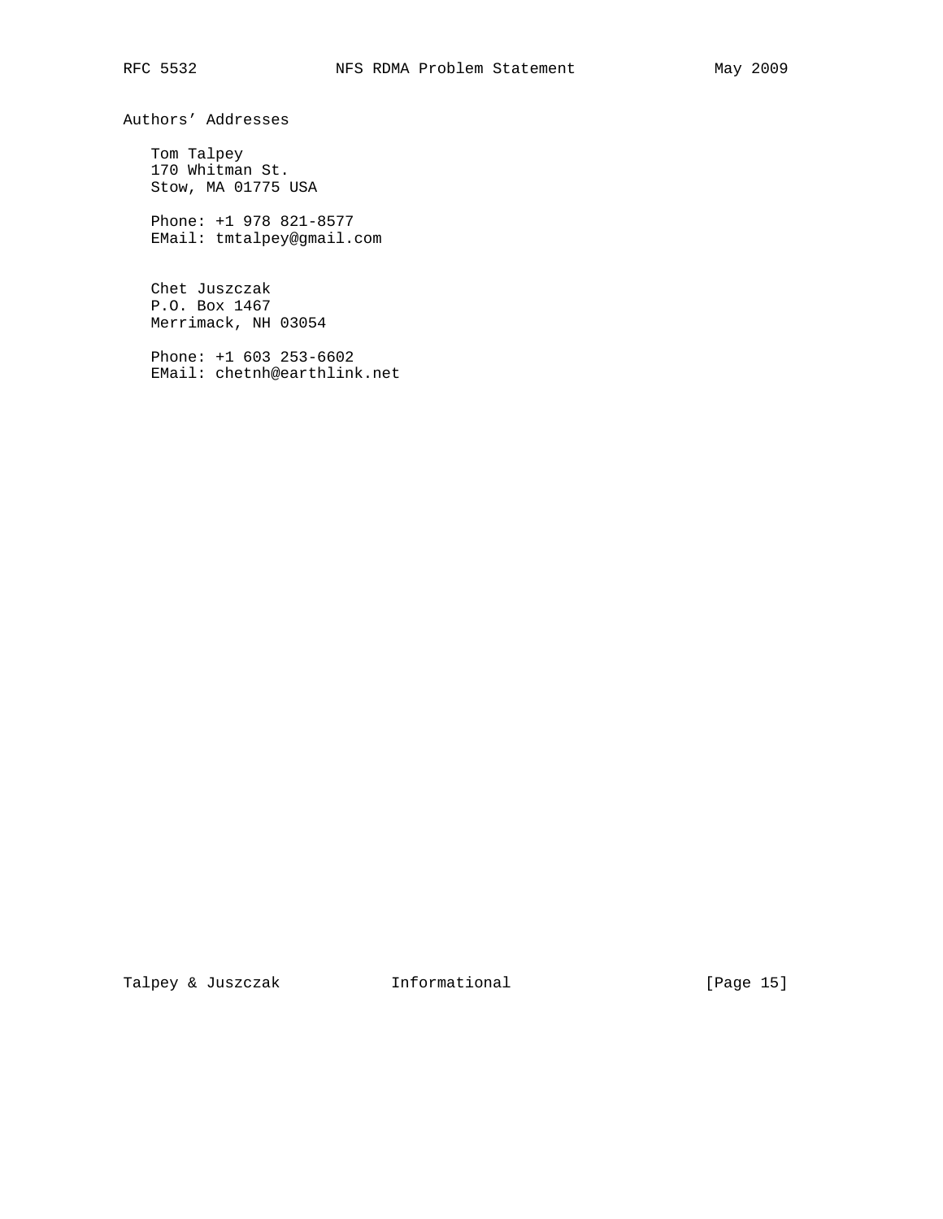## Authors' Addresses

Tom Talpey
170 Whitman St.
Stow, MA 01775 USA

Phone: +1 978 821-8577
EMail: tmtalpey@gmail.com

Chet Juszczak
P.O. Box 1467
Merrimack, NH 03054

Phone: +1 603 253-6602
EMail: chetnh@earthlink.net